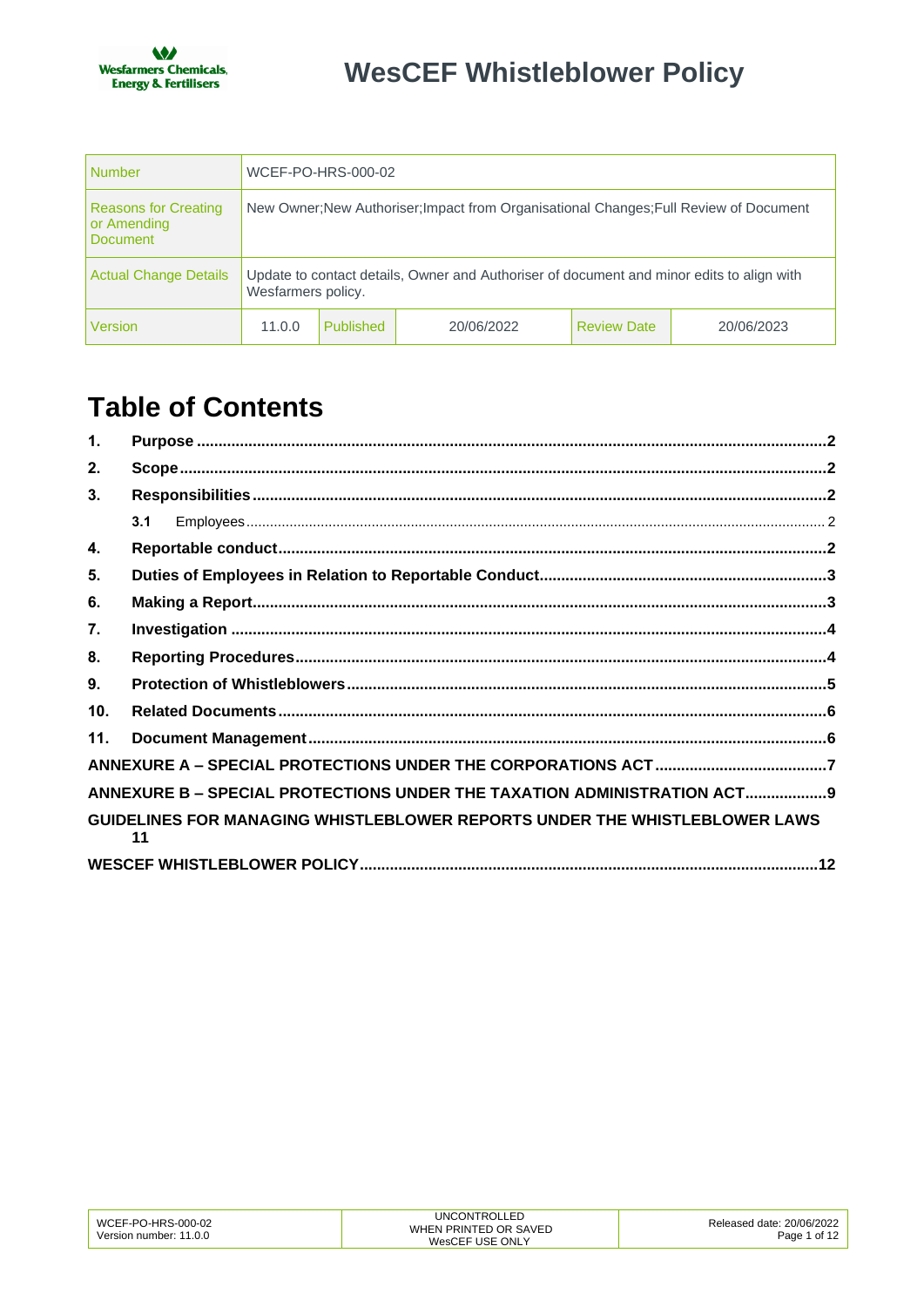# WesCEF Whistleblower Policy

| Number | WCEF-PO-HRS-000-02 | | | | |
|---|---|---|---|---|---|
| Reasons for Creating or Amending Document | New Owner;New Authoriser;Impact from Organisational Changes;Full Review of Document | | | | |
| Actual Change Details | Update to contact details, Owner and Authoriser of document and minor edits to align with Wesfarmers policy. | | | | |
| Version | 11.0.0 | Published | 20/06/2022 | Review Date | 20/06/2023 |

# Table of Contents

**1. Purpose** .......... 2

**2. Scope** .......... 2

**3. Responsibilities** .......... 2

- **3.1** Employees .......... 2

**4. Reportable conduct** .......... 2

**5. Duties of Employees in Relation to Reportable Conduct** .......... 3

**6. Making a Report** .......... 3

**7. Investigation** .......... 4

**8. Reporting Procedures** .......... 4

**9. Protection of Whistleblowers** .......... 5

**10. Related Documents** .......... 6

**11. Document Management** .......... 6

**ANNEXURE A – SPECIAL PROTECTIONS UNDER THE CORPORATIONS ACT** .......... 7

**ANNEXURE B – SPECIAL PROTECTIONS UNDER THE TAXATION ADMINISTRATION ACT** .......... 9

**GUIDELINES FOR MANAGING WHISTLEBLOWER REPORTS UNDER THE WHISTLEBLOWER LAWS** 11

**WESCEF WHISTLEBLOWER POLICY** .......... 12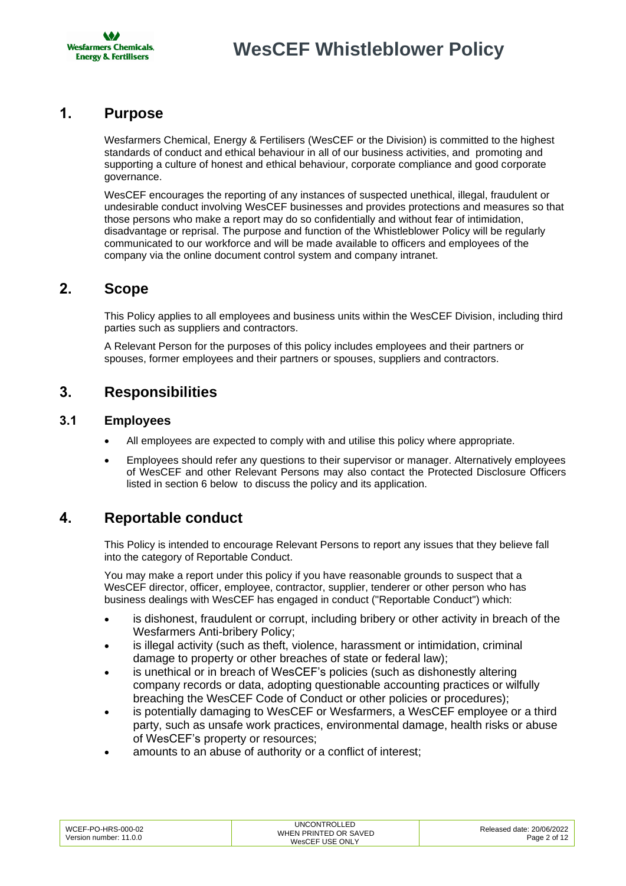## 1. Purpose

Wesfarmers Chemical, Energy & Fertilisers (WesCEF or the Division) is committed to the highest standards of conduct and ethical behaviour in all of our business activities, and promoting and supporting a culture of honest and ethical behaviour, corporate compliance and good corporate governance.

WesCEF encourages the reporting of any instances of suspected unethical, illegal, fraudulent or undesirable conduct involving WesCEF businesses and provides protections and measures so that those persons who make a report may do so confidentially and without fear of intimidation, disadvantage or reprisal. The purpose and function of the Whistleblower Policy will be regularly communicated to our workforce and will be made available to officers and employees of the company via the online document control system and company intranet.

## 2. Scope

This Policy applies to all employees and business units within the WesCEF Division, including third parties such as suppliers and contractors.

A Relevant Person for the purposes of this policy includes employees and their partners or spouses, former employees and their partners or spouses, suppliers and contractors.

## 3. Responsibilities

### 3.1 Employees

- All employees are expected to comply with and utilise this policy where appropriate.
- Employees should refer any questions to their supervisor or manager. Alternatively employees of WesCEF and other Relevant Persons may also contact the Protected Disclosure Officers listed in section 6 below to discuss the policy and its application.

## 4. Reportable conduct

This Policy is intended to encourage Relevant Persons to report any issues that they believe fall into the category of Reportable Conduct.

You may make a report under this policy if you have reasonable grounds to suspect that a WesCEF director, officer, employee, contractor, supplier, tenderer or other person who has business dealings with WesCEF has engaged in conduct ("Reportable Conduct") which:

- is dishonest, fraudulent or corrupt, including bribery or other activity in breach of the Wesfarmers Anti-bribery Policy;
- is illegal activity (such as theft, violence, harassment or intimidation, criminal damage to property or other breaches of state or federal law);
- is unethical or in breach of WesCEF's policies (such as dishonestly altering company records or data, adopting questionable accounting practices or wilfully breaching the WesCEF Code of Conduct or other policies or procedures);
- is potentially damaging to WesCEF or Wesfarmers, a WesCEF employee or a third party, such as unsafe work practices, environmental damage, health risks or abuse of WesCEF's property or resources;
- amounts to an abuse of authority or a conflict of interest;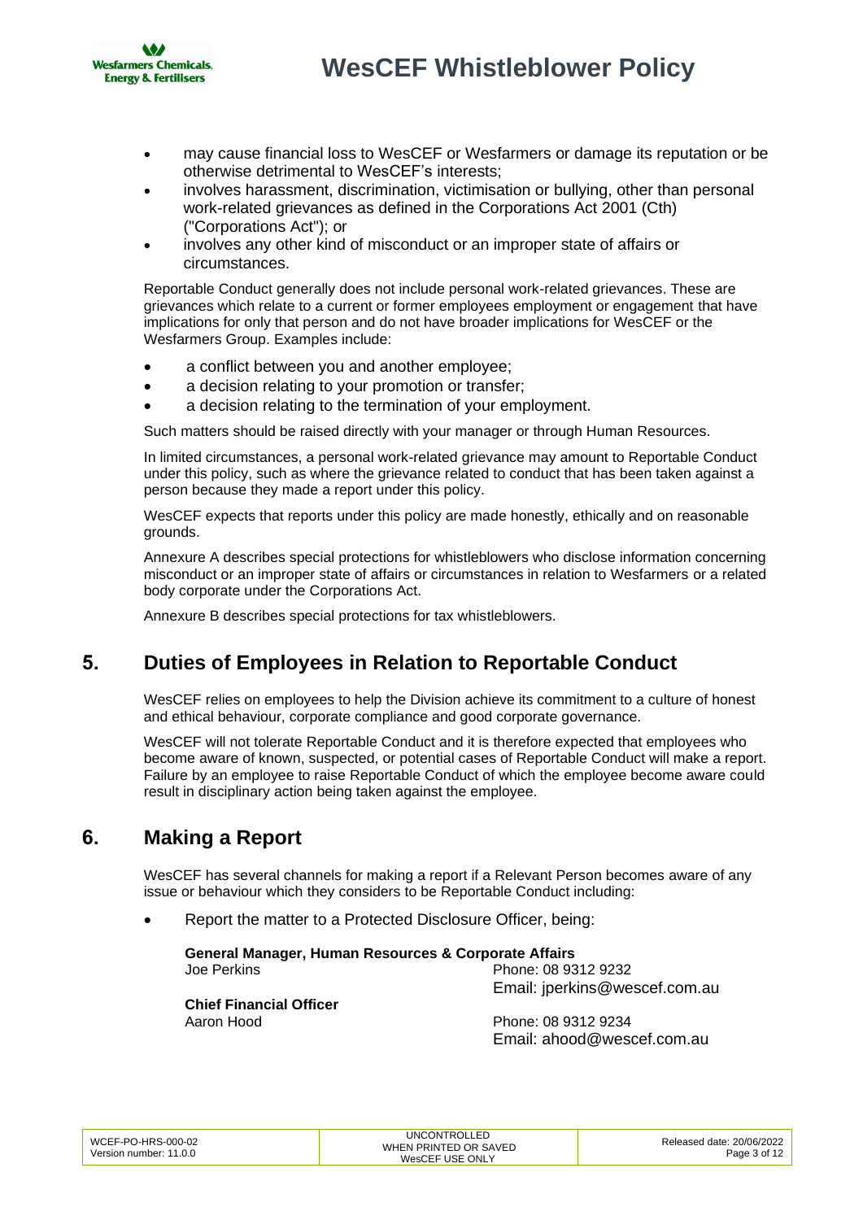- may cause financial loss to WesCEF or Wesfarmers or damage its reputation or be otherwise detrimental to WesCEF's interests;
- involves harassment, discrimination, victimisation or bullying, other than personal work-related grievances as defined in the Corporations Act 2001 (Cth) ("Corporations Act"); or
- involves any other kind of misconduct or an improper state of affairs or circumstances.

Reportable Conduct generally does not include personal work-related grievances. These are grievances which relate to a current or former employees employment or engagement that have implications for only that person and do not have broader implications for WesCEF or the Wesfarmers Group. Examples include:

- a conflict between you and another employee;
- a decision relating to your promotion or transfer;
- a decision relating to the termination of your employment.

Such matters should be raised directly with your manager or through Human Resources.

In limited circumstances, a personal work-related grievance may amount to Reportable Conduct under this policy, such as where the grievance related to conduct that has been taken against a person because they made a report under this policy.

WesCEF expects that reports under this policy are made honestly, ethically and on reasonable grounds.

Annexure A describes special protections for whistleblowers who disclose information concerning misconduct or an improper state of affairs or circumstances in relation to Wesfarmers or a related body corporate under the Corporations Act.

Annexure B describes special protections for tax whistleblowers.

## 5. Duties of Employees in Relation to Reportable Conduct

WesCEF relies on employees to help the Division achieve its commitment to a culture of honest and ethical behaviour, corporate compliance and good corporate governance.

WesCEF will not tolerate Reportable Conduct and it is therefore expected that employees who become aware of known, suspected, or potential cases of Reportable Conduct will make a report. Failure by an employee to raise Reportable Conduct of which the employee become aware could result in disciplinary action being taken against the employee.

## 6. Making a Report

WesCEF has several channels for making a report if a Relevant Person becomes aware of any issue or behaviour which they considers to be Reportable Conduct including:

- Report the matter to a Protected Disclosure Officer, being:

  **General Manager, Human Resources & Corporate Affairs**
  Joe Perkins — Phone: 08 9312 9232, Email: jperkins@wescef.com.au

  **Chief Financial Officer**
  Aaron Hood — Phone: 08 9312 9234, Email: ahood@wescef.com.au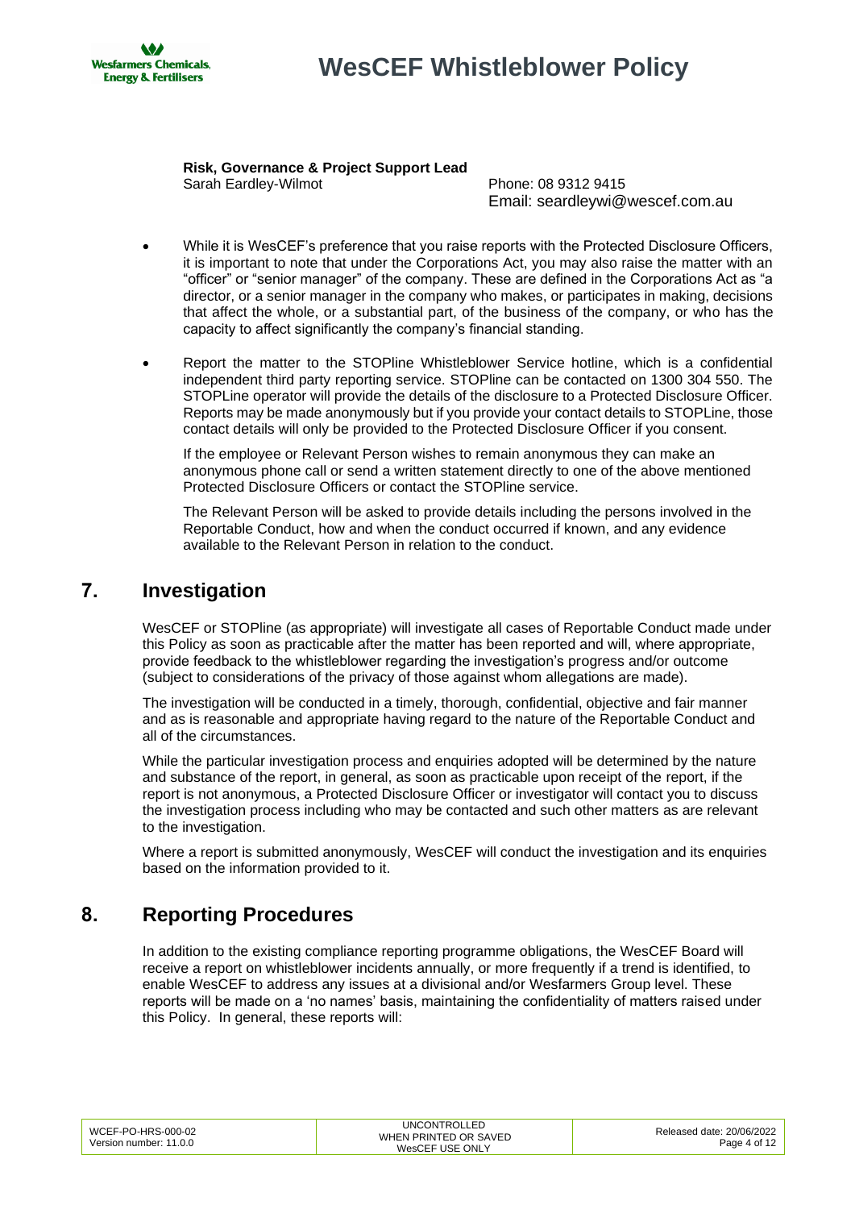**Risk, Governance & Project Support Lead**
Sarah Eardley-Wilmot — Phone: 08 9312 9415
Email: seardleywi@wescef.com.au

- While it is WesCEF's preference that you raise reports with the Protected Disclosure Officers, it is important to note that under the Corporations Act, you may also raise the matter with an "officer" or "senior manager" of the company. These are defined in the Corporations Act as "a director, or a senior manager in the company who makes, or participates in making, decisions that affect the whole, or a substantial part, of the business of the company, or who has the capacity to affect significantly the company's financial standing.
- Report the matter to the STOPline Whistleblower Service hotline, which is a confidential independent third party reporting service. STOPline can be contacted on 1300 304 550. The STOPLine operator will provide the details of the disclosure to a Protected Disclosure Officer. Reports may be made anonymously but if you provide your contact details to STOPLine, those contact details will only be provided to the Protected Disclosure Officer if you consent.

  If the employee or Relevant Person wishes to remain anonymous they can make an anonymous phone call or send a written statement directly to one of the above mentioned Protected Disclosure Officers or contact the STOPline service.

  The Relevant Person will be asked to provide details including the persons involved in the Reportable Conduct, how and when the conduct occurred if known, and any evidence available to the Relevant Person in relation to the conduct.

## 7. Investigation

WesCEF or STOPline (as appropriate) will investigate all cases of Reportable Conduct made under this Policy as soon as practicable after the matter has been reported and will, where appropriate, provide feedback to the whistleblower regarding the investigation's progress and/or outcome (subject to considerations of the privacy of those against whom allegations are made).

The investigation will be conducted in a timely, thorough, confidential, objective and fair manner and as is reasonable and appropriate having regard to the nature of the Reportable Conduct and all of the circumstances.

While the particular investigation process and enquiries adopted will be determined by the nature and substance of the report, in general, as soon as practicable upon receipt of the report, if the report is not anonymous, a Protected Disclosure Officer or investigator will contact you to discuss the investigation process including who may be contacted and such other matters as are relevant to the investigation.

Where a report is submitted anonymously, WesCEF will conduct the investigation and its enquiries based on the information provided to it.

## 8. Reporting Procedures

In addition to the existing compliance reporting programme obligations, the WesCEF Board will receive a report on whistleblower incidents annually, or more frequently if a trend is identified, to enable WesCEF to address any issues at a divisional and/or Wesfarmers Group level. These reports will be made on a 'no names' basis, maintaining the confidentiality of matters raised under this Policy. In general, these reports will: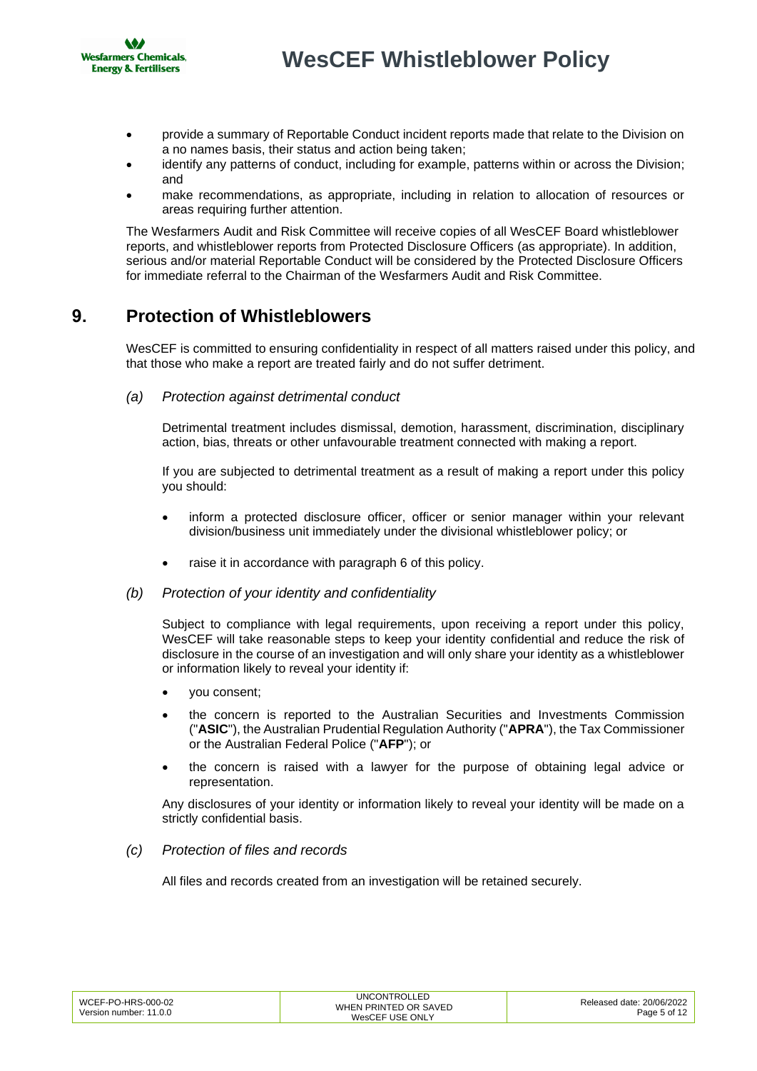- provide a summary of Reportable Conduct incident reports made that relate to the Division on a no names basis, their status and action being taken;
- identify any patterns of conduct, including for example, patterns within or across the Division; and
- make recommendations, as appropriate, including in relation to allocation of resources or areas requiring further attention.

The Wesfarmers Audit and Risk Committee will receive copies of all WesCEF Board whistleblower reports, and whistleblower reports from Protected Disclosure Officers (as appropriate). In addition, serious and/or material Reportable Conduct will be considered by the Protected Disclosure Officers for immediate referral to the Chairman of the Wesfarmers Audit and Risk Committee.

## 9. Protection of Whistleblowers

WesCEF is committed to ensuring confidentiality in respect of all matters raised under this policy, and that those who make a report are treated fairly and do not suffer detriment.

### *(a) Protection against detrimental conduct*

Detrimental treatment includes dismissal, demotion, harassment, discrimination, disciplinary action, bias, threats or other unfavourable treatment connected with making a report.

If you are subjected to detrimental treatment as a result of making a report under this policy you should:

- inform a protected disclosure officer, officer or senior manager within your relevant division/business unit immediately under the divisional whistleblower policy; or
- raise it in accordance with paragraph 6 of this policy.

### *(b) Protection of your identity and confidentiality*

Subject to compliance with legal requirements, upon receiving a report under this policy, WesCEF will take reasonable steps to keep your identity confidential and reduce the risk of disclosure in the course of an investigation and will only share your identity as a whistleblower or information likely to reveal your identity if:

- you consent;
- the concern is reported to the Australian Securities and Investments Commission ("**ASIC**"), the Australian Prudential Regulation Authority ("**APRA**"), the Tax Commissioner or the Australian Federal Police ("**AFP**"); or
- the concern is raised with a lawyer for the purpose of obtaining legal advice or representation.

Any disclosures of your identity or information likely to reveal your identity will be made on a strictly confidential basis.

### *(c) Protection of files and records*

All files and records created from an investigation will be retained securely.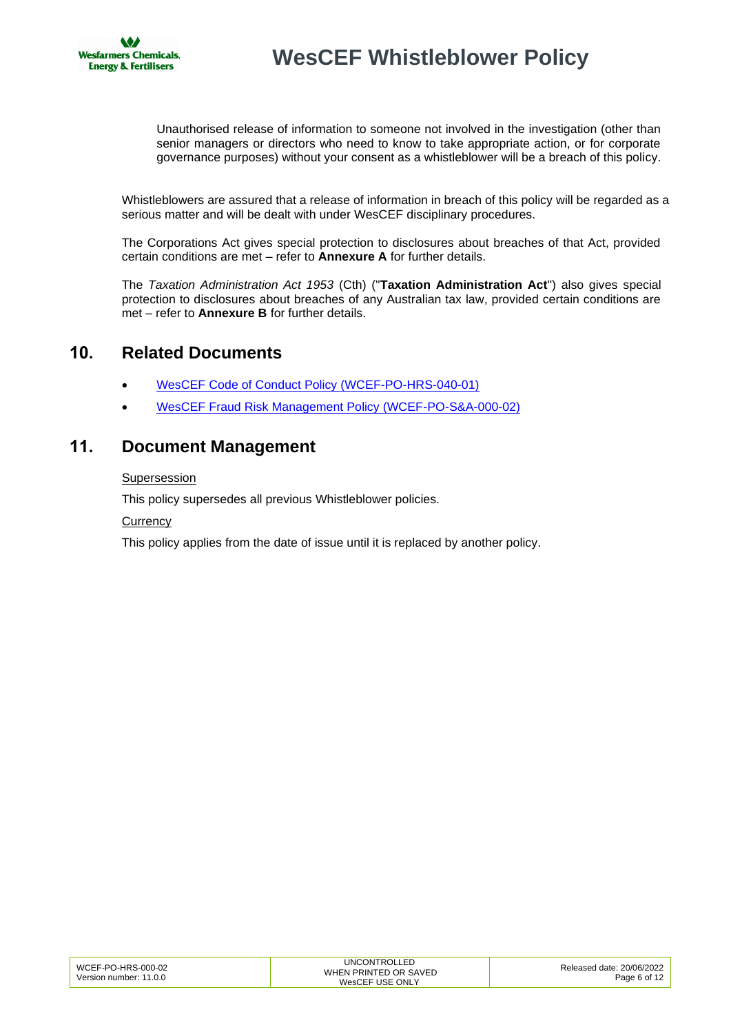Unauthorised release of information to someone not involved in the investigation (other than senior managers or directors who need to know to take appropriate action, or for corporate governance purposes) without your consent as a whistleblower will be a breach of this policy.

Whistleblowers are assured that a release of information in breach of this policy will be regarded as a serious matter and will be dealt with under WesCEF disciplinary procedures.

The Corporations Act gives special protection to disclosures about breaches of that Act, provided certain conditions are met – refer to **Annexure A** for further details.

The *Taxation Administration Act 1953* (Cth) ("**Taxation Administration Act**") also gives special protection to disclosures about breaches of any Australian tax law, provided certain conditions are met – refer to **Annexure B** for further details.

## 10. Related Documents

- WesCEF Code of Conduct Policy (WCEF-PO-HRS-040-01)
- WesCEF Fraud Risk Management Policy (WCEF-PO-S&A-000-02)

## 11. Document Management

Supersession

This policy supersedes all previous Whistleblower policies.

Currency

This policy applies from the date of issue until it is replaced by another policy.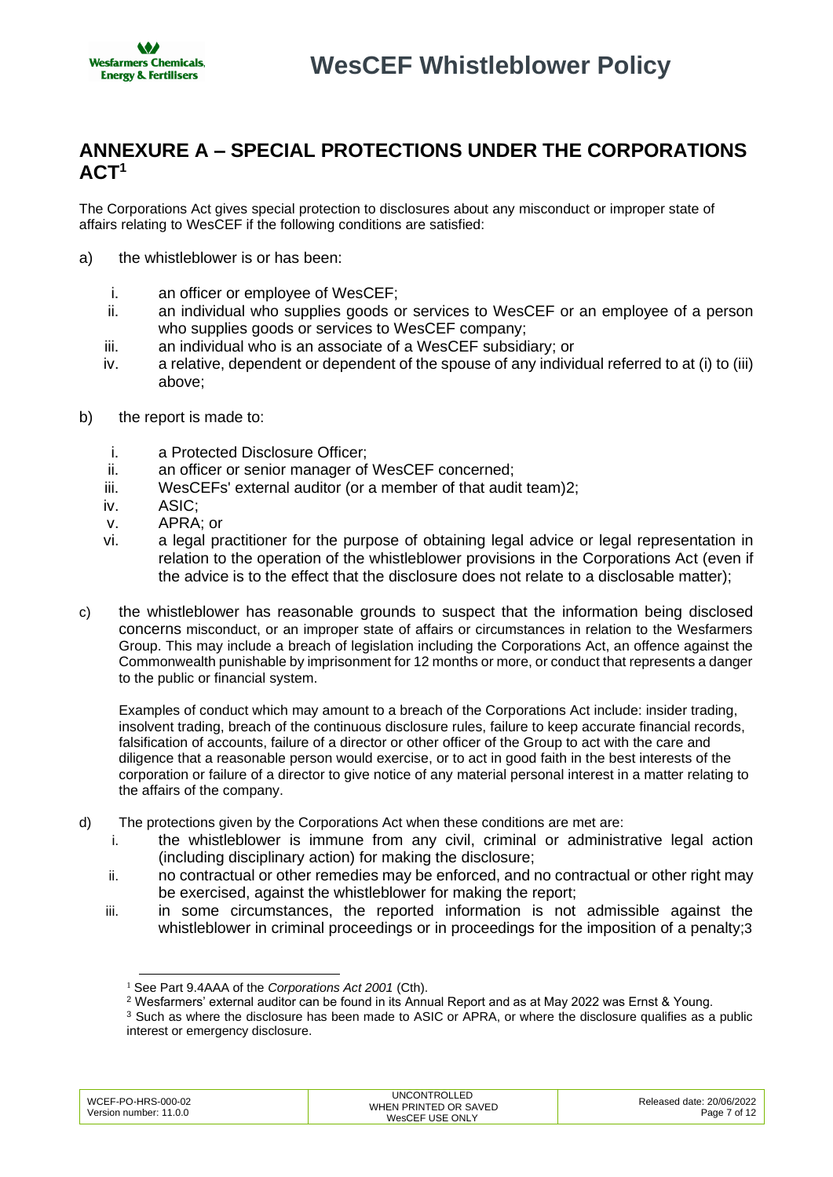## ANNEXURE A – SPECIAL PROTECTIONS UNDER THE CORPORATIONS ACT[1]

The Corporations Act gives special protection to disclosures about any misconduct or improper state of affairs relating to WesCEF if the following conditions are satisfied:

a) the whistleblower is or has been:

   i. an officer or employee of WesCEF;
   ii. an individual who supplies goods or services to WesCEF or an employee of a person who supplies goods or services to WesCEF company;
   iii. an individual who is an associate of a WesCEF subsidiary; or
   iv. a relative, dependent or dependent of the spouse of any individual referred to at (i) to (iii) above;

b) the report is made to:

   i. a Protected Disclosure Officer;
   ii. an officer or senior manager of WesCEF concerned;
   iii. WesCEFs' external auditor (or a member of that audit team)[2];
   iv. ASIC;
   v. APRA; or
   vi. a legal practitioner for the purpose of obtaining legal advice or legal representation in relation to the operation of the whistleblower provisions in the Corporations Act (even if the advice is to the effect that the disclosure does not relate to a disclosable matter);

c) the whistleblower has reasonable grounds to suspect that the information being disclosed concerns misconduct, or an improper state of affairs or circumstances in relation to the Wesfarmers Group. This may include a breach of legislation including the Corporations Act, an offence against the Commonwealth punishable by imprisonment for 12 months or more, or conduct that represents a danger to the public or financial system.

   Examples of conduct which may amount to a breach of the Corporations Act include: insider trading, insolvent trading, breach of the continuous disclosure rules, failure to keep accurate financial records, falsification of accounts, failure of a director or other officer of the Group to act with the care and diligence that a reasonable person would exercise, or to act in good faith in the best interests of the corporation or failure of a director to give notice of any material personal interest in a matter relating to the affairs of the company.

d) The protections given by the Corporations Act when these conditions are met are:

   i. the whistleblower is immune from any civil, criminal or administrative legal action (including disciplinary action) for making the disclosure;
   ii. no contractual or other remedies may be enforced, and no contractual or other right may be exercised, against the whistleblower for making the report;
   iii. in some circumstances, the reported information is not admissible against the whistleblower in criminal proceedings or in proceedings for the imposition of a penalty;[3]

---

[1] See Part 9.4AAA of the *Corporations Act 2001* (Cth).

[2] Wesfarmers' external auditor can be found in its Annual Report and as at May 2022 was Ernst & Young.

[3] Such as where the disclosure has been made to ASIC or APRA, or where the disclosure qualifies as a public interest or emergency disclosure.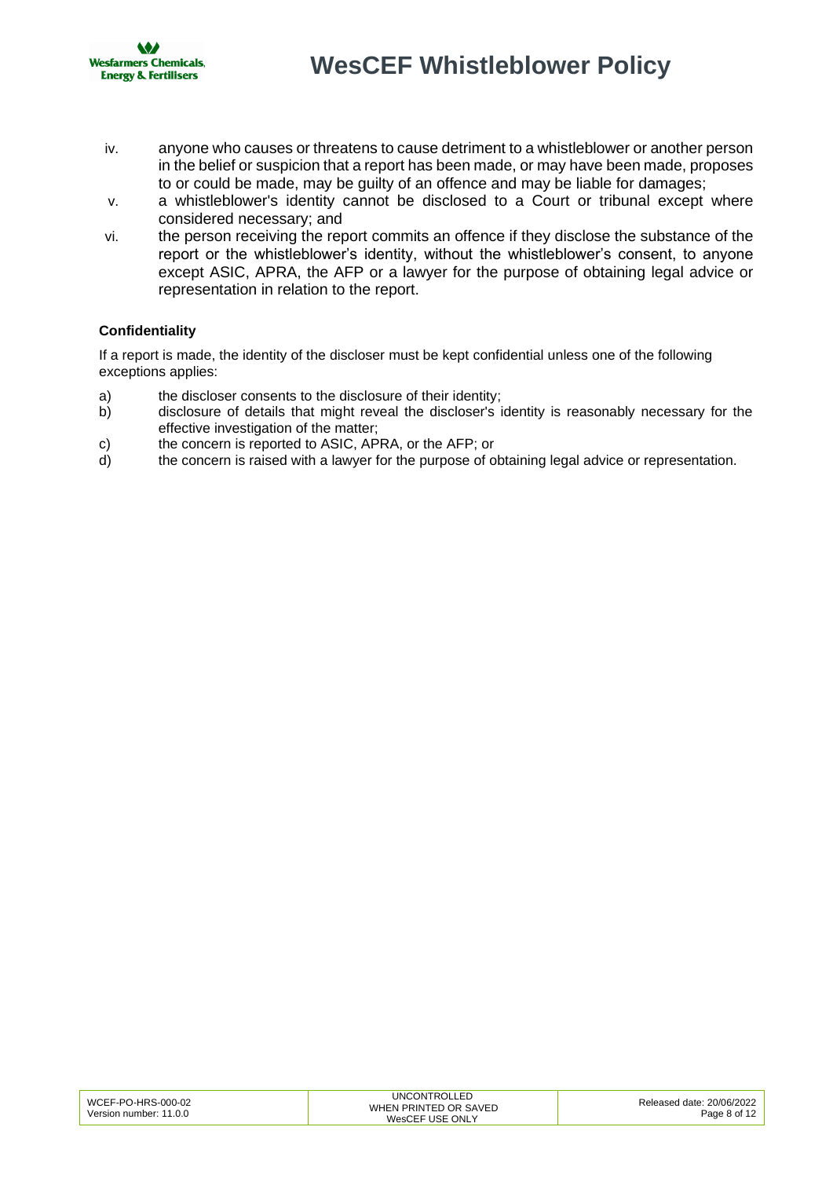iv. anyone who causes or threatens to cause detriment to a whistleblower or another person in the belief or suspicion that a report has been made, or may have been made, proposes to or could be made, may be guilty of an offence and may be liable for damages;

v. a whistleblower's identity cannot be disclosed to a Court or tribunal except where considered necessary; and

vi. the person receiving the report commits an offence if they disclose the substance of the report or the whistleblower's identity, without the whistleblower's consent, to anyone except ASIC, APRA, the AFP or a lawyer for the purpose of obtaining legal advice or representation in relation to the report.

**Confidentiality**

If a report is made, the identity of the discloser must be kept confidential unless one of the following exceptions applies:

a) the discloser consents to the disclosure of their identity;

b) disclosure of details that might reveal the discloser's identity is reasonably necessary for the effective investigation of the matter;

c) the concern is reported to ASIC, APRA, or the AFP; or

d) the concern is raised with a lawyer for the purpose of obtaining legal advice or representation.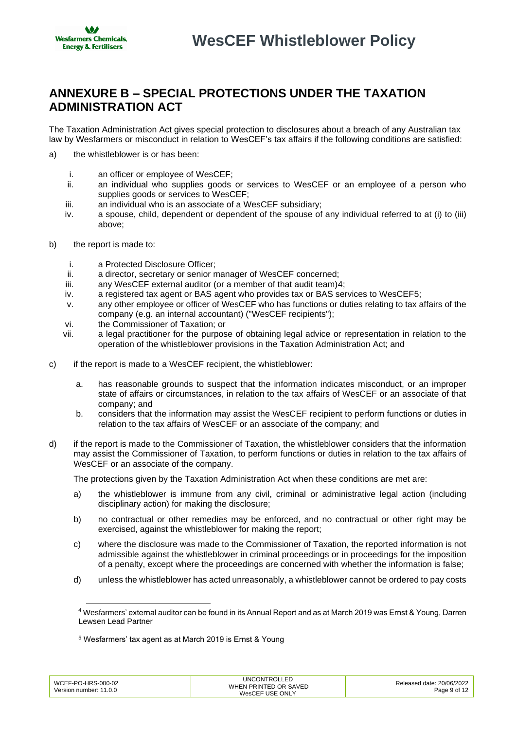## ANNEXURE B – SPECIAL PROTECTIONS UNDER THE TAXATION ADMINISTRATION ACT

The Taxation Administration Act gives special protection to disclosures about a breach of any Australian tax law by Wesfarmers or misconduct in relation to WesCEF's tax affairs if the following conditions are satisfied:

a) the whistleblower is or has been:

   i. an officer or employee of WesCEF;
   ii. an individual who supplies goods or services to WesCEF or an employee of a person who supplies goods or services to WesCEF;
   iii. an individual who is an associate of a WesCEF subsidiary;
   iv. a spouse, child, dependent or dependent of the spouse of any individual referred to at (i) to (iii) above;

b) the report is made to:

   i. a Protected Disclosure Officer;
   ii. a director, secretary or senior manager of WesCEF concerned;
   iii. any WesCEF external auditor (or a member of that audit team)4;
   iv. a registered tax agent or BAS agent who provides tax or BAS services to WesCEF5;
   v. any other employee or officer of WesCEF who has functions or duties relating to tax affairs of the company (e.g. an internal accountant) ("WesCEF recipients");
   vi. the Commissioner of Taxation; or
   vii. a legal practitioner for the purpose of obtaining legal advice or representation in relation to the operation of the whistleblower provisions in the Taxation Administration Act; and

c) if the report is made to a WesCEF recipient, the whistleblower:

   a. has reasonable grounds to suspect that the information indicates misconduct, or an improper state of affairs or circumstances, in relation to the tax affairs of WesCEF or an associate of that company; and
   b. considers that the information may assist the WesCEF recipient to perform functions or duties in relation to the tax affairs of WesCEF or an associate of the company; and

d) if the report is made to the Commissioner of Taxation, the whistleblower considers that the information may assist the Commissioner of Taxation, to perform functions or duties in relation to the tax affairs of WesCEF or an associate of the company.

   The protections given by the Taxation Administration Act when these conditions are met are:

   a) the whistleblower is immune from any civil, criminal or administrative legal action (including disciplinary action) for making the disclosure;

   b) no contractual or other remedies may be enforced, and no contractual or other right may be exercised, against the whistleblower for making the report;

   c) where the disclosure was made to the Commissioner of Taxation, the reported information is not admissible against the whistleblower in criminal proceedings or in proceedings for the imposition of a penalty, except where the proceedings are concerned with whether the information is false;

   d) unless the whistleblower has acted unreasonably, a whistleblower cannot be ordered to pay costs

[4] Wesfarmers' external auditor can be found in its Annual Report and as at March 2019 was Ernst & Young, Darren Lewsen Lead Partner

[5] Wesfarmers' tax agent as at March 2019 is Ernst & Young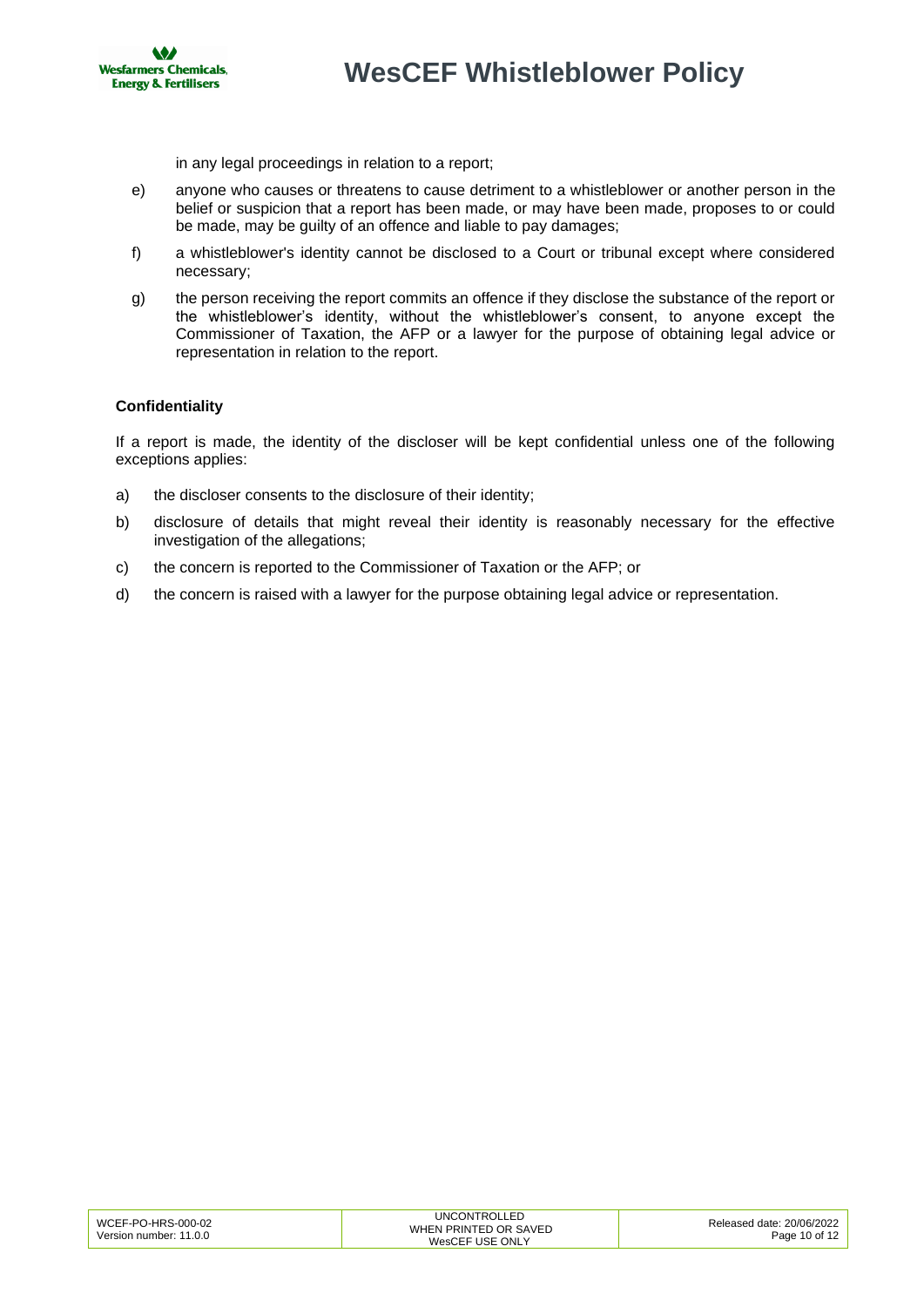in any legal proceedings in relation to a report;

e) anyone who causes or threatens to cause detriment to a whistleblower or another person in the belief or suspicion that a report has been made, or may have been made, proposes to or could be made, may be guilty of an offence and liable to pay damages;

f) a whistleblower's identity cannot be disclosed to a Court or tribunal except where considered necessary;

g) the person receiving the report commits an offence if they disclose the substance of the report or the whistleblower's identity, without the whistleblower's consent, to anyone except the Commissioner of Taxation, the AFP or a lawyer for the purpose of obtaining legal advice or representation in relation to the report.

**Confidentiality**

If a report is made, the identity of the discloser will be kept confidential unless one of the following exceptions applies:

a) the discloser consents to the disclosure of their identity;

b) disclosure of details that might reveal their identity is reasonably necessary for the effective investigation of the allegations;

c) the concern is reported to the Commissioner of Taxation or the AFP; or

d) the concern is raised with a lawyer for the purpose obtaining legal advice or representation.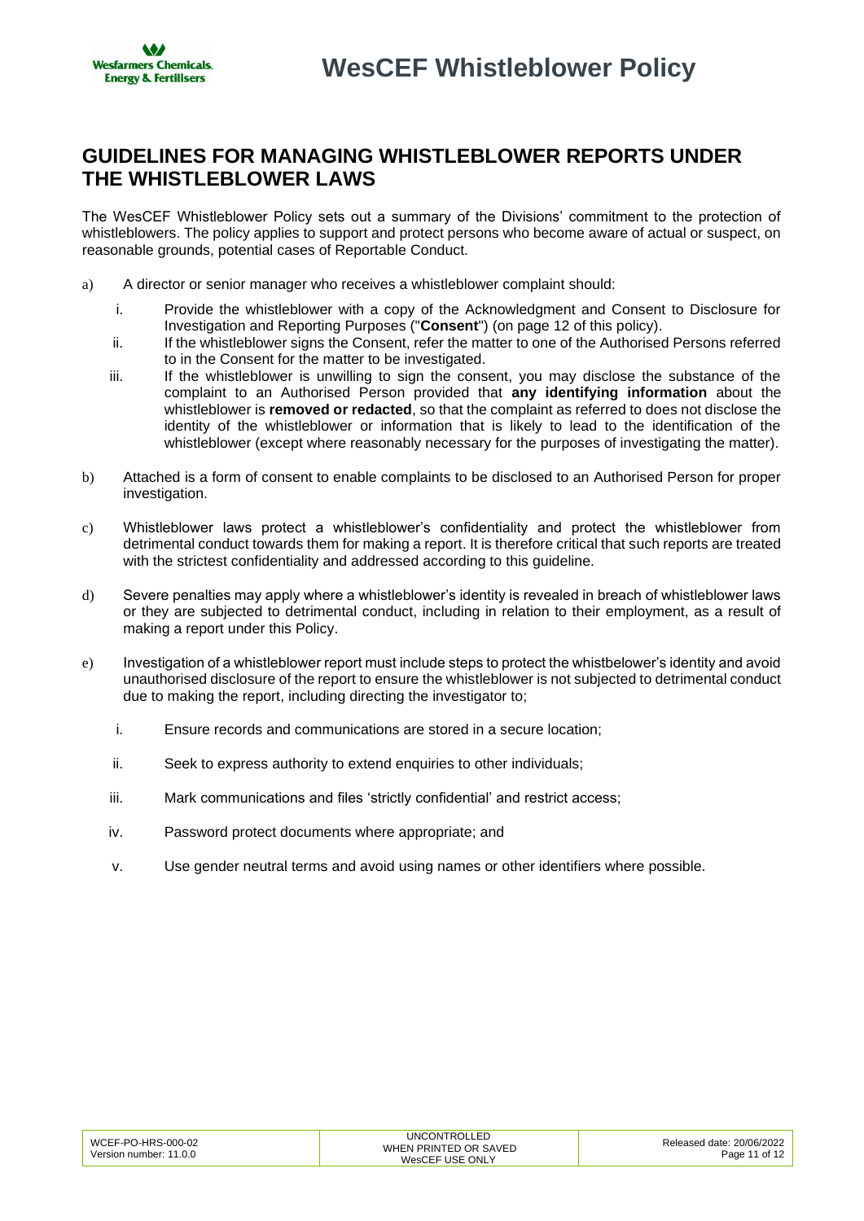## GUIDELINES FOR MANAGING WHISTLEBLOWER REPORTS UNDER THE WHISTLEBLOWER LAWS

The WesCEF Whistleblower Policy sets out a summary of the Divisions' commitment to the protection of whistleblowers. The policy applies to support and protect persons who become aware of actual or suspect, on reasonable grounds, potential cases of Reportable Conduct.

a) A director or senior manager who receives a whistleblower complaint should:

   i. Provide the whistleblower with a copy of the Acknowledgment and Consent to Disclosure for Investigation and Reporting Purposes ("**Consent**") (on page 12 of this policy).

   ii. If the whistleblower signs the Consent, refer the matter to one of the Authorised Persons referred to in the Consent for the matter to be investigated.

   iii. If the whistleblower is unwilling to sign the consent, you may disclose the substance of the complaint to an Authorised Person provided that **any identifying information** about the whistleblower is **removed or redacted**, so that the complaint as referred to does not disclose the identity of the whistleblower or information that is likely to lead to the identification of the whistleblower (except where reasonably necessary for the purposes of investigating the matter).

b) Attached is a form of consent to enable complaints to be disclosed to an Authorised Person for proper investigation.

c) Whistleblower laws protect a whistleblower's confidentiality and protect the whistleblower from detrimental conduct towards them for making a report. It is therefore critical that such reports are treated with the strictest confidentiality and addressed according to this guideline.

d) Severe penalties may apply where a whistleblower's identity is revealed in breach of whistleblower laws or they are subjected to detrimental conduct, including in relation to their employment, as a result of making a report under this Policy.

e) Investigation of a whistleblower report must include steps to protect the whistbelower's identity and avoid unauthorised disclosure of the report to ensure the whistleblower is not subjected to detrimental conduct due to making the report, including directing the investigator to;

   i. Ensure records and communications are stored in a secure location;

   ii. Seek to express authority to extend enquiries to other individuals;

   iii. Mark communications and files 'strictly confidential' and restrict access;

   iv. Password protect documents where appropriate; and

   v. Use gender neutral terms and avoid using names or other identifiers where possible.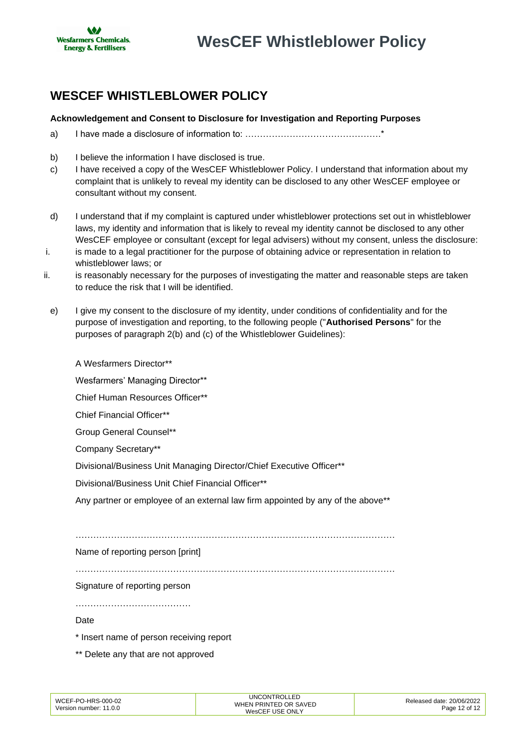## WESCEF WHISTLEBLOWER POLICY

**Acknowledgement and Consent to Disclosure for Investigation and Reporting Purposes**

a) I have made a disclosure of information to: ………………………………………*

b) I believe the information I have disclosed is true.

c) I have received a copy of the WesCEF Whistleblower Policy. I understand that information about my complaint that is unlikely to reveal my identity can be disclosed to any other WesCEF employee or consultant without my consent.

d) I understand that if my complaint is captured under whistleblower protections set out in whistleblower laws, my identity and information that is likely to reveal my identity cannot be disclosed to any other WesCEF employee or consultant (except for legal advisers) without my consent, unless the disclosure:

   i. is made to a legal practitioner for the purpose of obtaining advice or representation in relation to whistleblower laws; or

   ii. is reasonably necessary for the purposes of investigating the matter and reasonable steps are taken to reduce the risk that I will be identified.

e) I give my consent to the disclosure of my identity, under conditions of confidentiality and for the purpose of investigation and reporting, to the following people ("**Authorised Persons**" for the purposes of paragraph 2(b) and (c) of the Whistleblower Guidelines):

A Wesfarmers Director**

Wesfarmers' Managing Director**

Chief Human Resources Officer**

Chief Financial Officer**

Group General Counsel**

Company Secretary**

Divisional/Business Unit Managing Director/Chief Executive Officer**

Divisional/Business Unit Chief Financial Officer**

Any partner or employee of an external law firm appointed by any of the above**

…………………………………………………………………………………………………

Name of reporting person [print]

…………………………………………………………………………………………………

Signature of reporting person

…………………………………

Date

* Insert name of person receiving report

** Delete any that are not approved